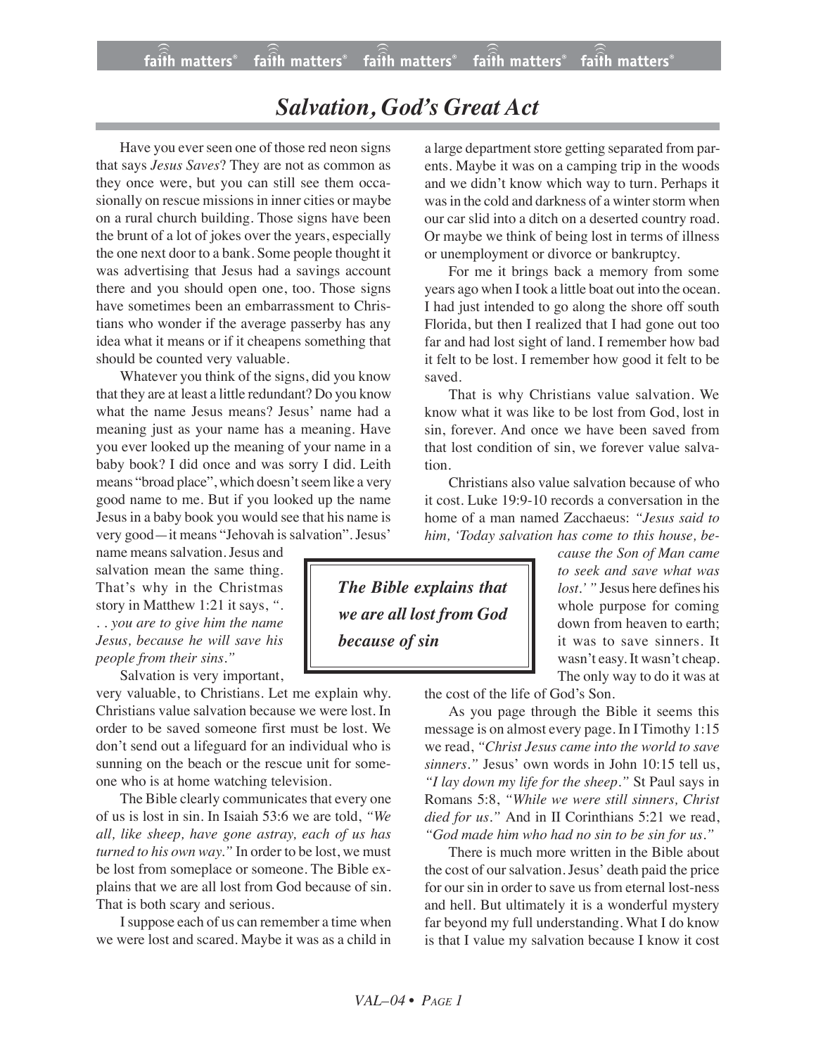# *Salvation, God's Great Act*

Have you ever seen one of those red neon signs that says *Jesus Saves*? They are not as common as they once were, but you can still see them occasionally on rescue missions in inner cities or maybe on a rural church building. Those signs have been the brunt of a lot of jokes over the years, especially the one next door to a bank. Some people thought it was advertising that Jesus had a savings account there and you should open one, too. Those signs have sometimes been an embarrassment to Christians who wonder if the average passerby has any idea what it means or if it cheapens something that should be counted very valuable.

Whatever you think of the signs, did you know that they are at least a little redundant? Do you know what the name Jesus means? Jesus' name had a meaning just as your name has a meaning. Have you ever looked up the meaning of your name in a baby book? I did once and was sorry I did. Leith means "broad place", which doesn't seem like a very good name to me. But if you looked up the name Jesus in a baby book you would see that his name is very good—it means "Jehovah is salvation". Jesus' name means salvation. Jesus and salvation mean the same thing. That's why in the Christmas story in Matthew 1:21 it says, *". . . you are to give him the name Jesus, because he will save his people from their sins."*

Salvation is very important, very valuable, to Christians. Let me explain why. Christians value salvation because we were lost. In order to be saved someone first must be lost. We don't send out a lifeguard for an individual who is sunning on the beach or the rescue unit for someone who is at home watching television.

The Bible clearly communicates that every one of us is lost in sin. In Isaiah 53:6 we are told, *"We all, like sheep, have gone astray, each of us has turned to his own way."* In order to be lost, we must be lost from someplace or someone. The Bible explains that we are all lost from God because of sin. That is both scary and serious.

I suppose each of us can remember a time when we were lost and scared. Maybe it was as a child in a large department store getting separated from parents. Maybe it was on a camping trip in the woods and we didn't know which way to turn. Perhaps it was in the cold and darkness of a winter storm when our car slid into a ditch on a deserted country road. Or maybe we think of being lost in terms of illness or unemployment or divorce or bankruptcy.

For me it brings back a memory from some years ago when I took a little boat out into the ocean. I had just intended to go along the shore off south Florida, but then I realized that I had gone out too far and had lost sight of land. I remember how bad it felt to be lost. I remember how good it felt to be saved.

That is why Christians value salvation. We know what it was like to be lost from God, lost in sin, forever. And once we have been saved from that lost condition of sin, we forever value salvation.

Christians also value salvation because of who it cost. Luke 19:9-10 records a conversation in the home of a man named Zacchaeus: *"Jesus said to him, 'Today salvation has come to this house, because the Son of Man came to seek and save what was lost.' "* Jesus here defines his whole purpose for coming down from heaven to earth; it was to save sinners. It wasn't easy. It wasn't cheap. The only way to do it was at the cost of the life of God's Son.

> ***The Bible explains that we are all lost from God because of sin***

As you page through the Bible it seems this message is on almost every page. In I Timothy 1:15 we read, *"Christ Jesus came into the world to save sinners."* Jesus' own words in John 10:15 tell us, *"I lay down my life for the sheep."* St Paul says in Romans 5:8, *"While we were still sinners, Christ died for us."* And in II Corinthians 5:21 we read, *"God made him who had no sin to be sin for us."*

There is much more written in the Bible about the cost of our salvation. Jesus' death paid the price for our sin in order to save us from eternal lost-ness and hell. But ultimately it is a wonderful mystery far beyond my full understanding. What I do know is that I value my salvation because I know it cost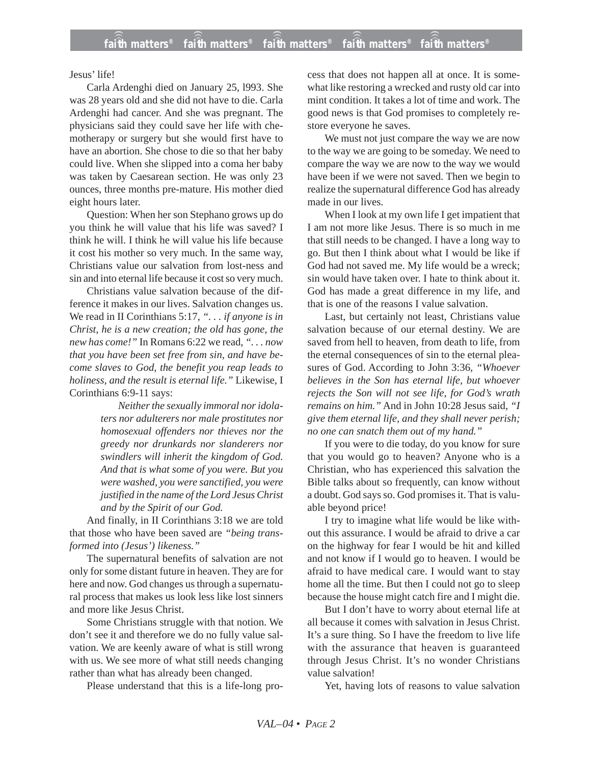Jesus' life!

Carla Ardenghi died on January 25, l993. She was 28 years old and she did not have to die. Carla Ardenghi had cancer. And she was pregnant. The physicians said they could save her life with chemotherapy or surgery but she would first have to have an abortion. She chose to die so that her baby could live. When she slipped into a coma her baby was taken by Caesarean section. He was only 23 ounces, three months pre-mature. His mother died eight hours later.

Question: When her son Stephano grows up do you think he will value that his life was saved? I think he will. I think he will value his life because it cost his mother so very much. In the same way, Christians value our salvation from lost-ness and sin and into eternal life because it cost so very much.

Christians value salvation because of the difference it makes in our lives. Salvation changes us. We read in II Corinthians 5:17, *". . . if anyone is in Christ, he is a new creation; the old has gone, the new has come!"* In Romans 6:22 we read, *". . . now that you have been set free from sin, and have become slaves to God, the benefit you reap leads to holiness, and the result is eternal life."* Likewise, I Corinthians 6:9-11 says:

> *Neither the sexually immoral nor idolaters nor adulterers nor male prostitutes nor homosexual offenders nor thieves nor the greedy nor drunkards nor slanderers nor swindlers will inherit the kingdom of God. And that is what some of you were. But you were washed, you were sanctified, you were justified in the name of the Lord Jesus Christ and by the Spirit of our God.*

And finally, in II Corinthians 3:18 we are told that those who have been saved are *"being transformed into (Jesus') likeness."*

The supernatural benefits of salvation are not only for some distant future in heaven. They are for here and now. God changes us through a supernatural process that makes us look less like lost sinners and more like Jesus Christ.

Some Christians struggle with that notion. We don't see it and therefore we do no fully value salvation. We are keenly aware of what is still wrong with us. We see more of what still needs changing rather than what has already been changed.

Please understand that this is a life-long process that does not happen all at once. It is somewhat like restoring a wrecked and rusty old car into mint condition. It takes a lot of time and work. The good news is that God promises to completely restore everyone he saves.

We must not just compare the way we are now to the way we are going to be someday. We need to compare the way we are now to the way we would have been if we were not saved. Then we begin to realize the supernatural difference God has already made in our lives.

When I look at my own life I get impatient that I am not more like Jesus. There is so much in me that still needs to be changed. I have a long way to go. But then I think about what I would be like if God had not saved me. My life would be a wreck; sin would have taken over. I hate to think about it. God has made a great difference in my life, and that is one of the reasons I value salvation.

Last, but certainly not least, Christians value salvation because of our eternal destiny. We are saved from hell to heaven, from death to life, from the eternal consequences of sin to the eternal pleasures of God. According to John 3:36, *"Whoever believes in the Son has eternal life, but whoever rejects the Son will not see life, for God's wrath remains on him."* And in John 10:28 Jesus said, *"I give them eternal life, and they shall never perish; no one can snatch them out of my hand."*

If you were to die today, do you know for sure that you would go to heaven? Anyone who is a Christian, who has experienced this salvation the Bible talks about so frequently, can know without a doubt. God says so. God promises it. That is valuable beyond price!

I try to imagine what life would be like without this assurance. I would be afraid to drive a car on the highway for fear I would be hit and killed and not know if I would go to heaven. I would be afraid to have medical care. I would want to stay home all the time. But then I could not go to sleep because the house might catch fire and I might die.

But I don't have to worry about eternal life at all because it comes with salvation in Jesus Christ. It's a sure thing. So I have the freedom to live life with the assurance that heaven is guaranteed through Jesus Christ. It's no wonder Christians value salvation!

Yet, having lots of reasons to value salvation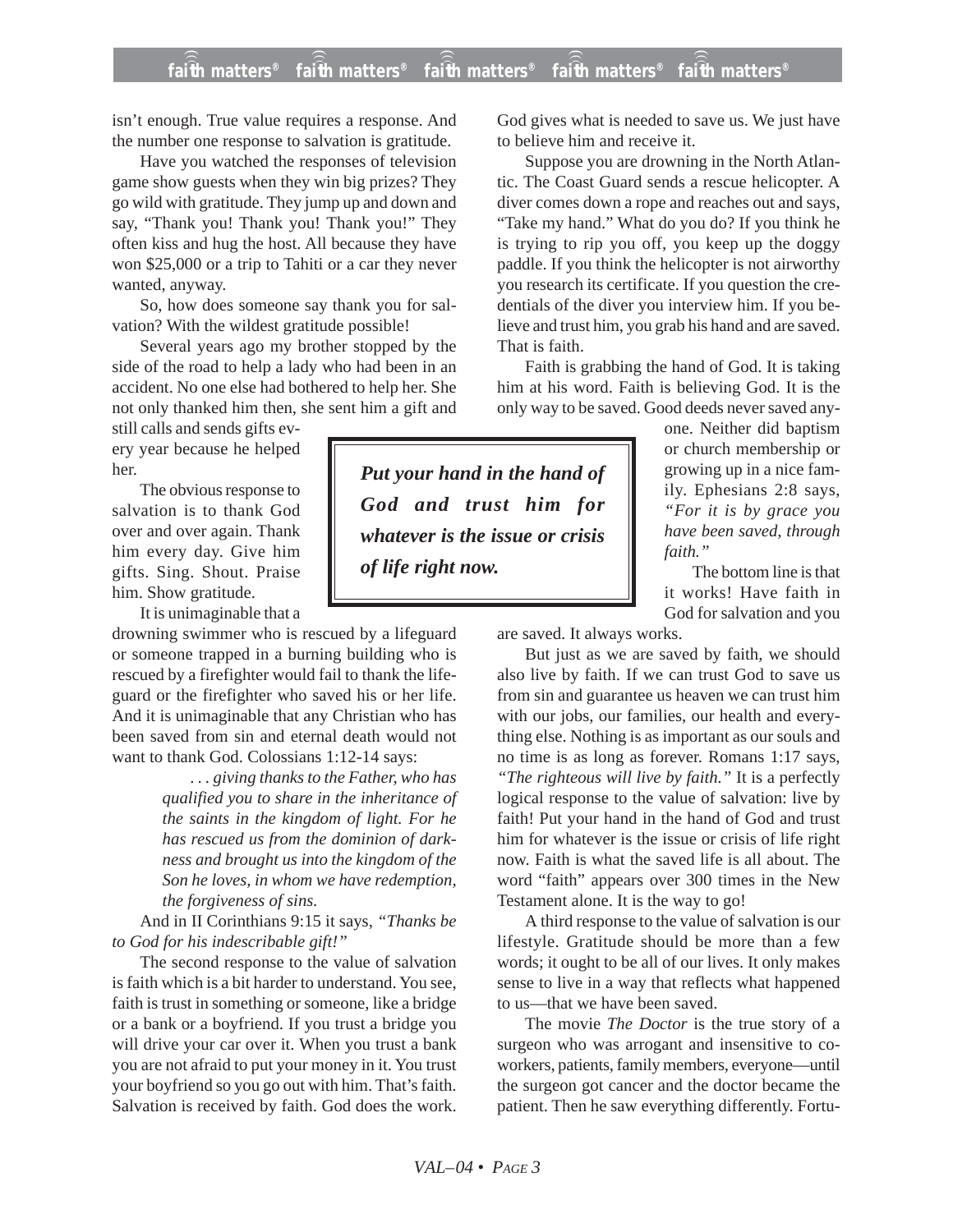isn't enough. True value requires a response. And the number one response to salvation is gratitude.

Have you watched the responses of television game show guests when they win big prizes? They go wild with gratitude. They jump up and down and say, "Thank you! Thank you! Thank you!" They often kiss and hug the host. All because they have won $25,000 or a trip to Tahiti or a car they never wanted, anyway.

So, how does someone say thank you for salvation? With the wildest gratitude possible!

Several years ago my brother stopped by the side of the road to help a lady who had been in an accident. No one else had bothered to help her. She not only thanked him then, she sent him a gift and still calls and sends gifts every year because he helped her.

The obvious response to salvation is to thank God over and over again. Thank him every day. Give him gifts. Sing. Shout. Praise him. Show gratitude.

It is unimaginable that a drowning swimmer who is rescued by a lifeguard or someone trapped in a burning building who is rescued by a firefighter would fail to thank the lifeguard or the firefighter who saved his or her life. And it is unimaginable that any Christian who has been saved from sin and eternal death would not want to thank God. Colossians 1:12-14 says:

> *. . . giving thanks to the Father, who has qualified you to share in the inheritance of the saints in the kingdom of light. For he has rescued us from the dominion of darkness and brought us into the kingdom of the Son he loves, in whom we have redemption, the forgiveness of sins.*

And in II Corinthians 9:15 it says, *"Thanks be to God for his indescribable gift!"*

The second response to the value of salvation is faith which is a bit harder to understand. You see, faith is trust in something or someone, like a bridge or a bank or a boyfriend. If you trust a bridge you will drive your car over it. When you trust a bank you are not afraid to put your money in it. You trust your boyfriend so you go out with him. That's faith. Salvation is received by faith. God does the work. God gives what is needed to save us. We just have to believe him and receive it.

Suppose you are drowning in the North Atlantic. The Coast Guard sends a rescue helicopter. A diver comes down a rope and reaches out and says, "Take my hand." What do you do? If you think he is trying to rip you off, you keep up the doggy paddle. If you think the helicopter is not airworthy you research its certificate. If you question the credentials of the diver you interview him. If you believe and trust him, you grab his hand and are saved. That is faith.

Faith is grabbing the hand of God. It is taking him at his word. Faith is believing God. It is the only way to be saved. Good deeds never saved anyone. Neither did baptism or church membership or growing up in a nice family. Ephesians 2:8 says, *"For it is by grace you have been saved, through faith."*

> ***Put your hand in the hand of God and trust him for whatever is the issue or crisis of life right now.***

The bottom line is that it works! Have faith in God for salvation and you are saved. It always works.

But just as we are saved by faith, we should also live by faith. If we can trust God to save us from sin and guarantee us heaven we can trust him with our jobs, our families, our health and everything else. Nothing is as important as our souls and no time is as long as forever. Romans 1:17 says, *"The righteous will live by faith."* It is a perfectly logical response to the value of salvation: live by faith! Put your hand in the hand of God and trust him for whatever is the issue or crisis of life right now. Faith is what the saved life is all about. The word "faith" appears over 300 times in the New Testament alone. It is the way to go!

A third response to the value of salvation is our lifestyle. Gratitude should be more than a few words; it ought to be all of our lives. It only makes sense to live in a way that reflects what happened to us—that we have been saved.

The movie *The Doctor* is the true story of a surgeon who was arrogant and insensitive to coworkers, patients, family members, everyone—until the surgeon got cancer and the doctor became the patient. Then he saw everything differently. Fortu-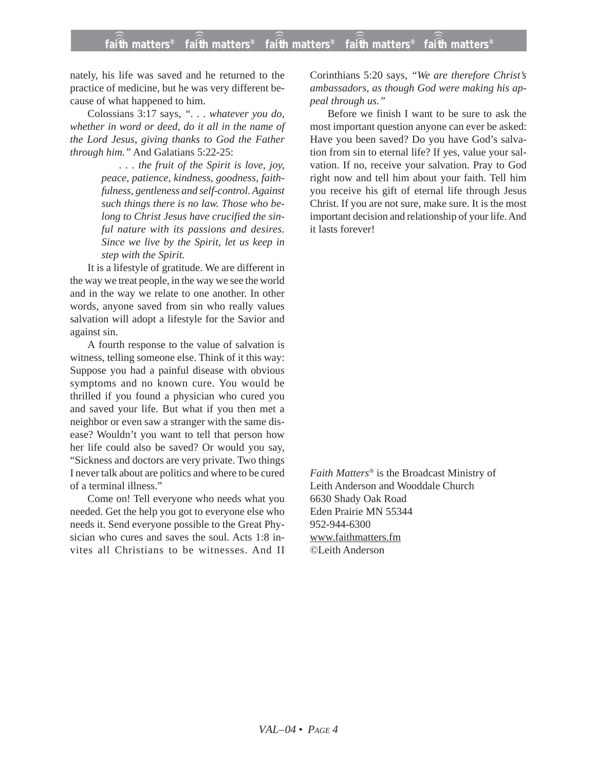nately, his life was saved and he returned to the practice of medicine, but he was very different because of what happened to him.

Colossians 3:17 says, *". . . whatever you do, whether in word or deed, do it all in the name of the Lord Jesus, giving thanks to God the Father through him."* And Galatians 5:22-25:

> *. . . the fruit of the Spirit is love, joy, peace, patience, kindness, goodness, faithfulness, gentleness and self-control. Against such things there is no law. Those who belong to Christ Jesus have crucified the sinful nature with its passions and desires. Since we live by the Spirit, let us keep in step with the Spirit.*

It is a lifestyle of gratitude. We are different in the way we treat people, in the way we see the world and in the way we relate to one another. In other words, anyone saved from sin who really values salvation will adopt a lifestyle for the Savior and against sin.

A fourth response to the value of salvation is witness, telling someone else. Think of it this way: Suppose you had a painful disease with obvious symptoms and no known cure. You would be thrilled if you found a physician who cured you and saved your life. But what if you then met a neighbor or even saw a stranger with the same disease? Wouldn't you want to tell that person how her life could also be saved? Or would you say, "Sickness and doctors are very private. Two things I never talk about are politics and where to be cured of a terminal illness."

Come on! Tell everyone who needs what you needed. Get the help you got to everyone else who needs it. Send everyone possible to the Great Physician who cures and saves the soul. Acts 1:8 invites all Christians to be witnesses. And II Corinthians 5:20 says, *"We are therefore Christ's ambassadors, as though God were making his appeal through us."*

Before we finish I want to be sure to ask the most important question anyone can ever be asked: Have you been saved? Do you have God's salvation from sin to eternal life? If yes, value your salvation. If no, receive your salvation. Pray to God right now and tell him about your faith. Tell him you receive his gift of eternal life through Jesus Christ. If you are not sure, make sure. It is the most important decision and relationship of your life. And it lasts forever!

*Faith Matters*® is the Broadcast Ministry of
Leith Anderson and Wooddale Church
6630 Shady Oak Road
Eden Prairie MN 55344
952-944-6300
www.faithmatters.fm
©Leith Anderson